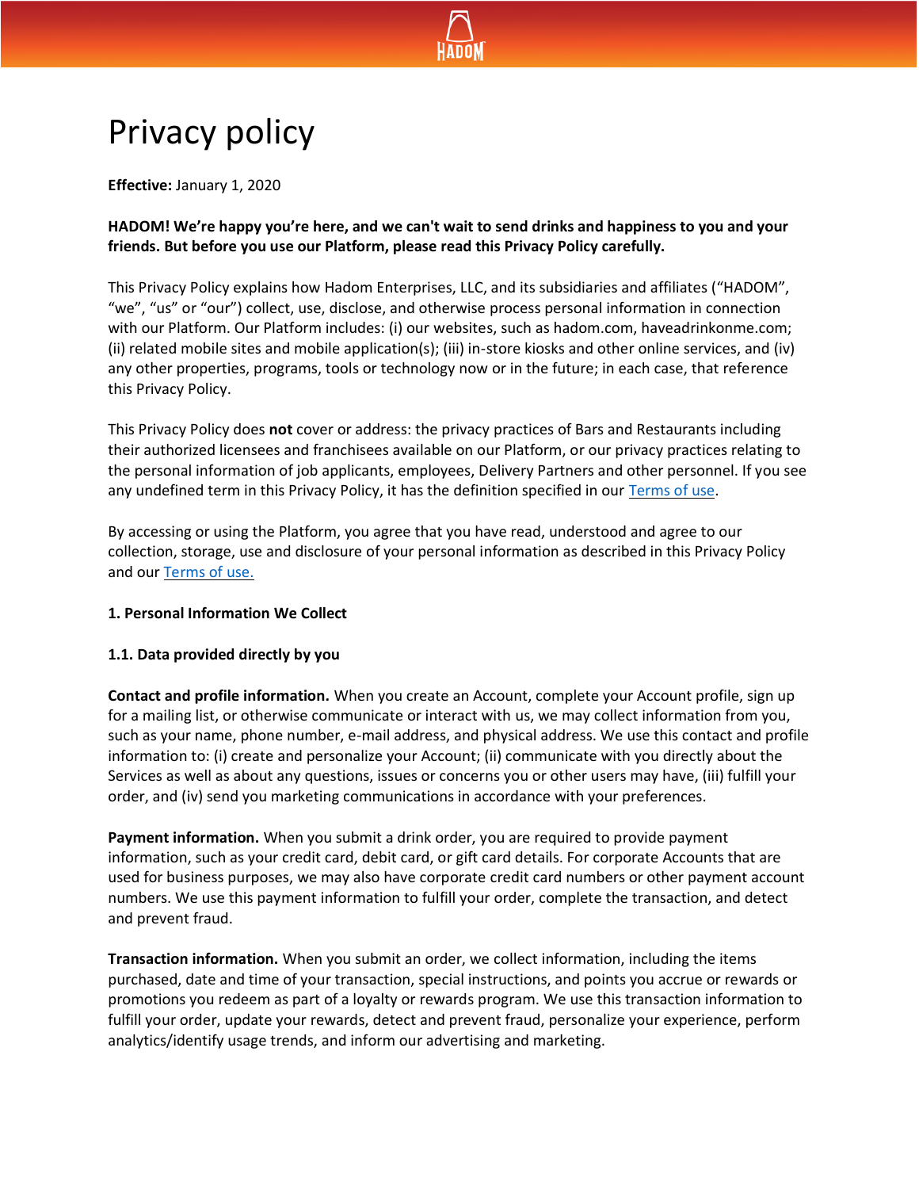# Privacy policy

**Effective:** January 1, 2020

**HADOM! We're happy you're here, and we can't wait to send drinks and happiness to you and your friends. But before you use our Platform, please read this Privacy Policy carefully.**

This Privacy Policy explains how Hadom Enterprises, LLC, and its subsidiaries and affiliates ("HADOM", "we", "us" or "our") collect, use, disclose, and otherwise process personal information in connection with our Platform. Our Platform includes: (i) our websites, such as hadom.com, haveadrinkonme.com; (ii) related mobile sites and mobile application(s); (iii) in-store kiosks and other online services, and (iv) any other properties, programs, tools or technology now or in the future; in each case, that reference this Privacy Policy.

This Privacy Policy does **not** cover or address: the privacy practices of Bars and Restaurants including their authorized licensees and franchisees available on our Platform, or our privacy practices relating to the personal information of job applicants, employees, Delivery Partners and other personnel. If you see any undefined term in this Privacy Policy, it has the definition specified in our Terms of use.

By accessing or using the Platform, you agree that you have read, understood and agree to our collection, storage, use and disclosure of your personal information as described in this Privacy Policy and our Terms of use.

**1. Personal Information We Collect**

**1.1. Data provided directly by you**

**Contact and profile information.** When you create an Account, complete your Account profile, sign up for a mailing list, or otherwise communicate or interact with us, we may collect information from you, such as your name, phone number, e-mail address, and physical address. We use this contact and profile information to: (i) create and personalize your Account; (ii) communicate with you directly about the Services as well as about any questions, issues or concerns you or other users may have, (iii) fulfill your order, and (iv) send you marketing communications in accordance with your preferences.

**Payment information.** When you submit a drink order, you are required to provide payment information, such as your credit card, debit card, or gift card details. For corporate Accounts that are used for business purposes, we may also have corporate credit card numbers or other payment account numbers. We use this payment information to fulfill your order, complete the transaction, and detect and prevent fraud.

**Transaction information.** When you submit an order, we collect information, including the items purchased, date and time of your transaction, special instructions, and points you accrue or rewards or promotions you redeem as part of a loyalty or rewards program. We use this transaction information to fulfill your order, update your rewards, detect and prevent fraud, personalize your experience, perform analytics/identify usage trends, and inform our advertising and marketing.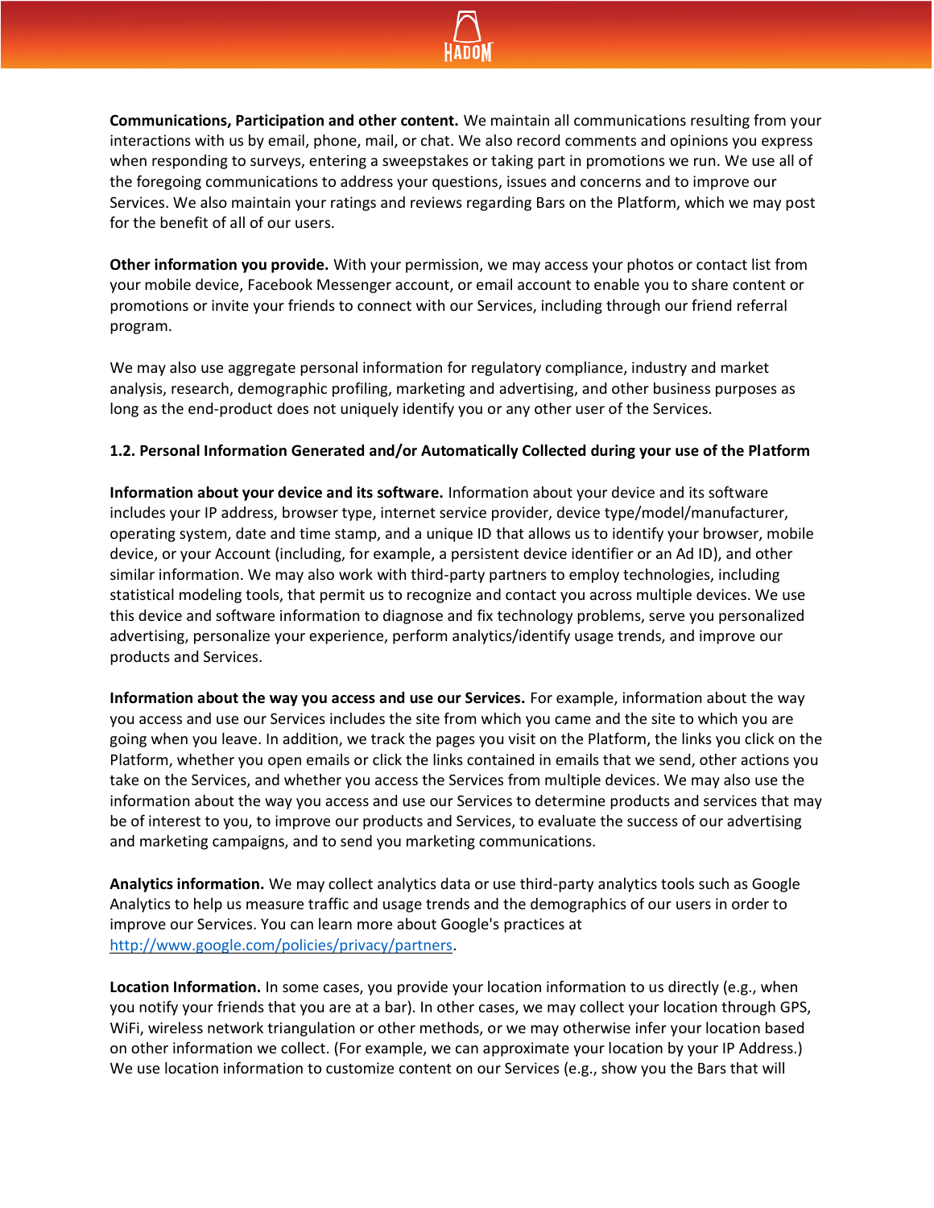**Communications, Participation and other content.** We maintain all communications resulting from your interactions with us by email, phone, mail, or chat. We also record comments and opinions you express when responding to surveys, entering a sweepstakes or taking part in promotions we run. We use all of the foregoing communications to address your questions, issues and concerns and to improve our Services. We also maintain your ratings and reviews regarding Bars on the Platform, which we may post for the benefit of all of our users.

**Other information you provide.** With your permission, we may access your photos or contact list from your mobile device, Facebook Messenger account, or email account to enable you to share content or promotions or invite your friends to connect with our Services, including through our friend referral program.

We may also use aggregate personal information for regulatory compliance, industry and market analysis, research, demographic profiling, marketing and advertising, and other business purposes as long as the end-product does not uniquely identify you or any other user of the Services.

### 1.2. Personal Information Generated and/or Automatically Collected during your use of the Platform

**Information about your device and its software.** Information about your device and its software includes your IP address, browser type, internet service provider, device type/model/manufacturer, operating system, date and time stamp, and a unique ID that allows us to identify your browser, mobile device, or your Account (including, for example, a persistent device identifier or an Ad ID), and other similar information. We may also work with third-party partners to employ technologies, including statistical modeling tools, that permit us to recognize and contact you across multiple devices. We use this device and software information to diagnose and fix technology problems, serve you personalized advertising, personalize your experience, perform analytics/identify usage trends, and improve our products and Services.

**Information about the way you access and use our Services.** For example, information about the way you access and use our Services includes the site from which you came and the site to which you are going when you leave. In addition, we track the pages you visit on the Platform, the links you click on the Platform, whether you open emails or click the links contained in emails that we send, other actions you take on the Services, and whether you access the Services from multiple devices. We may also use the information about the way you access and use our Services to determine products and services that may be of interest to you, to improve our products and Services, to evaluate the success of our advertising and marketing campaigns, and to send you marketing communications.

**Analytics information.** We may collect analytics data or use third-party analytics tools such as Google Analytics to help us measure traffic and usage trends and the demographics of our users in order to improve our Services. You can learn more about Google's practices at [http://www.google.com/policies/privacy/partners](http://www.google.com/policies/privacy/partners).

**Location Information.** In some cases, you provide your location information to us directly (e.g., when you notify your friends that you are at a bar). In other cases, we may collect your location through GPS, WiFi, wireless network triangulation or other methods, or we may otherwise infer your location based on other information we collect. (For example, we can approximate your location by your IP Address.) We use location information to customize content on our Services (e.g., show you the Bars that will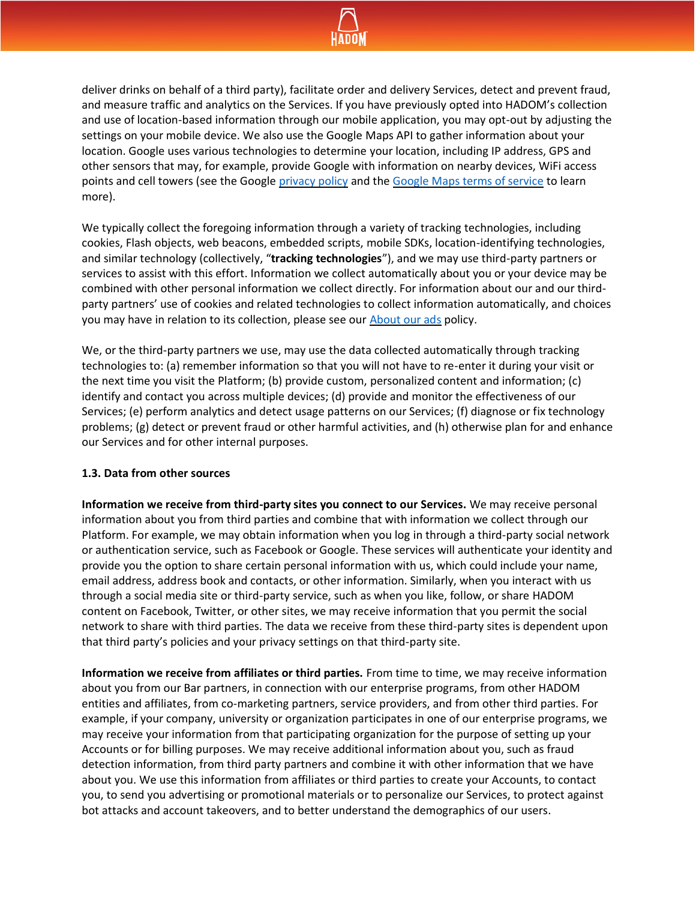deliver drinks on behalf of a third party), facilitate order and delivery Services, detect and prevent fraud, and measure traffic and analytics on the Services. If you have previously opted into HADOM's collection and use of location-based information through our mobile application, you may opt-out by adjusting the settings on your mobile device. We also use the Google Maps API to gather information about your location. Google uses various technologies to determine your location, including IP address, GPS and other sensors that may, for example, provide Google with information on nearby devices, WiFi access points and cell towers (see the Google privacy policy and the Google Maps terms of service to learn more).

We typically collect the foregoing information through a variety of tracking technologies, including cookies, Flash objects, web beacons, embedded scripts, mobile SDKs, location-identifying technologies, and similar technology (collectively, "**tracking technologies**"), and we may use third-party partners or services to assist with this effort. Information we collect automatically about you or your device may be combined with other personal information we collect directly. For information about our and our third-party partners' use of cookies and related technologies to collect information automatically, and choices you may have in relation to its collection, please see our About our ads policy.

We, or the third-party partners we use, may use the data collected automatically through tracking technologies to: (a) remember information so that you will not have to re-enter it during your visit or the next time you visit the Platform; (b) provide custom, personalized content and information; (c) identify and contact you across multiple devices; (d) provide and monitor the effectiveness of our Services; (e) perform analytics and detect usage patterns on our Services; (f) diagnose or fix technology problems; (g) detect or prevent fraud or other harmful activities, and (h) otherwise plan for and enhance our Services and for other internal purposes.

### 1.3. Data from other sources

**Information we receive from third-party sites you connect to our Services.** We may receive personal information about you from third parties and combine that with information we collect through our Platform. For example, we may obtain information when you log in through a third-party social network or authentication service, such as Facebook or Google. These services will authenticate your identity and provide you the option to share certain personal information with us, which could include your name, email address, address book and contacts, or other information. Similarly, when you interact with us through a social media site or third-party service, such as when you like, follow, or share HADOM content on Facebook, Twitter, or other sites, we may receive information that you permit the social network to share with third parties. The data we receive from these third-party sites is dependent upon that third party's policies and your privacy settings on that third-party site.

**Information we receive from affiliates or third parties.** From time to time, we may receive information about you from our Bar partners, in connection with our enterprise programs, from other HADOM entities and affiliates, from co-marketing partners, service providers, and from other third parties. For example, if your company, university or organization participates in one of our enterprise programs, we may receive your information from that participating organization for the purpose of setting up your Accounts or for billing purposes. We may receive additional information about you, such as fraud detection information, from third party partners and combine it with other information that we have about you. We use this information from affiliates or third parties to create your Accounts, to contact you, to send you advertising or promotional materials or to personalize our Services, to protect against bot attacks and account takeovers, and to better understand the demographics of our users.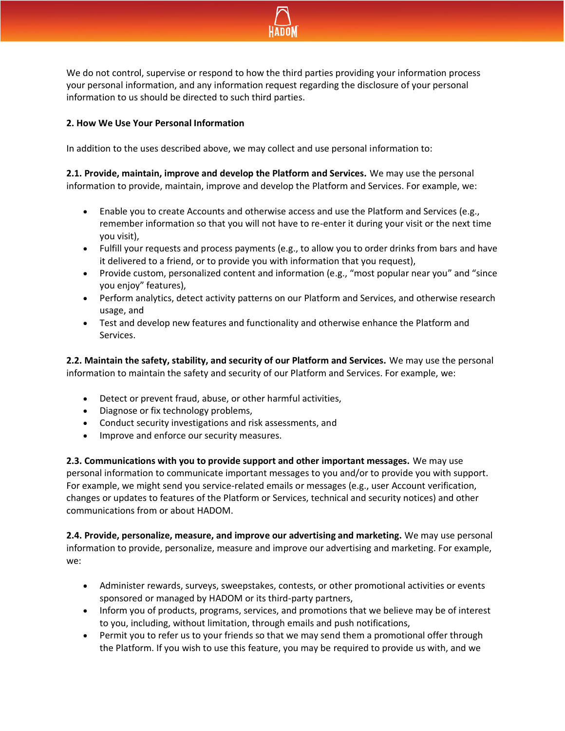We do not control, supervise or respond to how the third parties providing your information process your personal information, and any information request regarding the disclosure of your personal information to us should be directed to such third parties.

**2. How We Use Your Personal Information**

In addition to the uses described above, we may collect and use personal information to:

**2.1. Provide, maintain, improve and develop the Platform and Services.** We may use the personal information to provide, maintain, improve and develop the Platform and Services. For example, we:

- Enable you to create Accounts and otherwise access and use the Platform and Services (e.g., remember information so that you will not have to re-enter it during your visit or the next time you visit),
- Fulfill your requests and process payments (e.g., to allow you to order drinks from bars and have it delivered to a friend, or to provide you with information that you request),
- Provide custom, personalized content and information (e.g., "most popular near you" and "since you enjoy" features),
- Perform analytics, detect activity patterns on our Platform and Services, and otherwise research usage, and
- Test and develop new features and functionality and otherwise enhance the Platform and Services.

**2.2. Maintain the safety, stability, and security of our Platform and Services.** We may use the personal information to maintain the safety and security of our Platform and Services. For example, we:

- Detect or prevent fraud, abuse, or other harmful activities,
- Diagnose or fix technology problems,
- Conduct security investigations and risk assessments, and
- Improve and enforce our security measures.

**2.3. Communications with you to provide support and other important messages.** We may use personal information to communicate important messages to you and/or to provide you with support. For example, we might send you service-related emails or messages (e.g., user Account verification, changes or updates to features of the Platform or Services, technical and security notices) and other communications from or about HADOM.

**2.4. Provide, personalize, measure, and improve our advertising and marketing.** We may use personal information to provide, personalize, measure and improve our advertising and marketing. For example, we:

- Administer rewards, surveys, sweepstakes, contests, or other promotional activities or events sponsored or managed by HADOM or its third-party partners,
- Inform you of products, programs, services, and promotions that we believe may be of interest to you, including, without limitation, through emails and push notifications,
- Permit you to refer us to your friends so that we may send them a promotional offer through the Platform. If you wish to use this feature, you may be required to provide us with, and we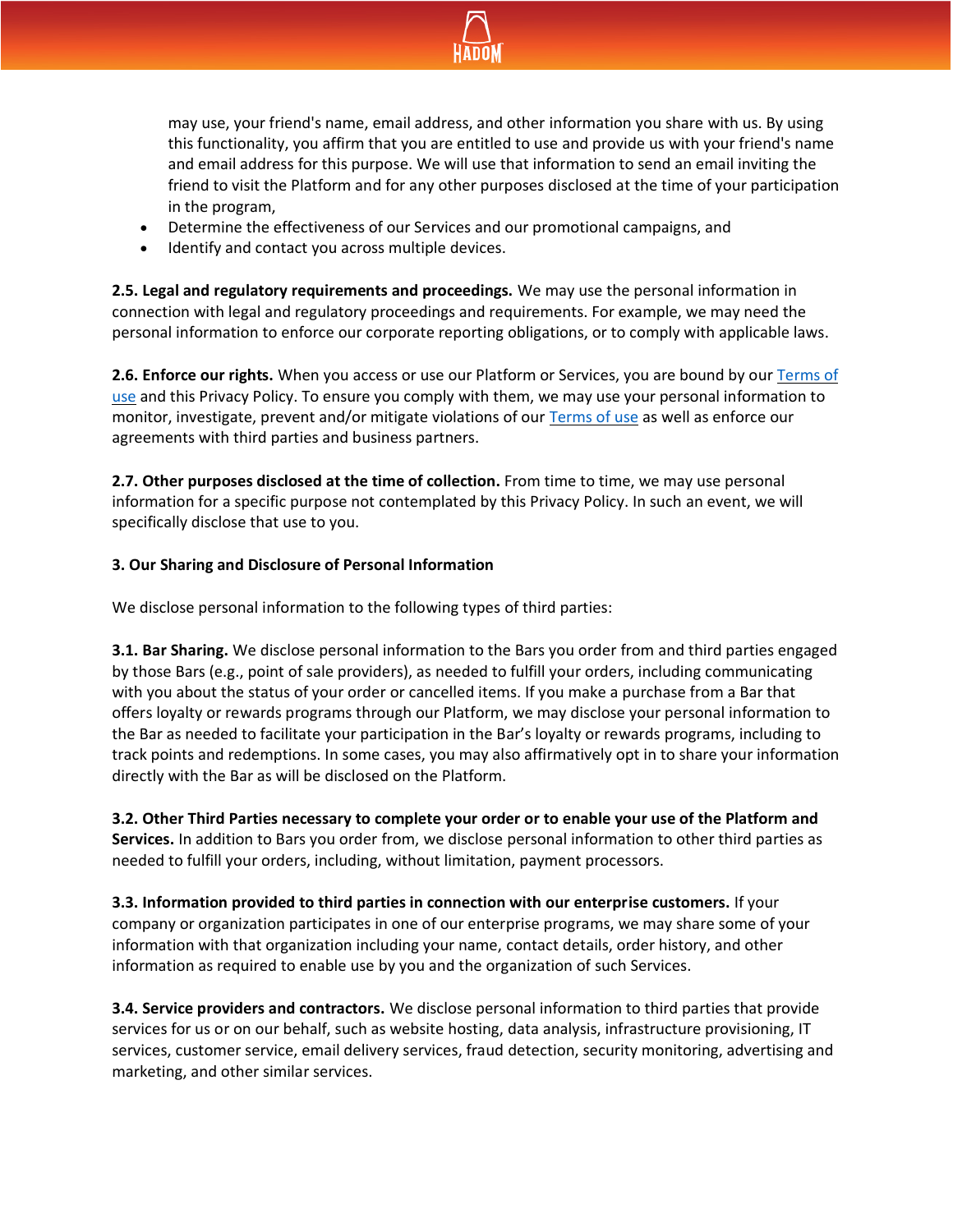may use, your friend's name, email address, and other information you share with us. By using this functionality, you affirm that you are entitled to use and provide us with your friend's name and email address for this purpose. We will use that information to send an email inviting the friend to visit the Platform and for any other purposes disclosed at the time of your participation in the program,

- Determine the effectiveness of our Services and our promotional campaigns, and
- Identify and contact you across multiple devices.

**2.5. Legal and regulatory requirements and proceedings.** We may use the personal information in connection with legal and regulatory proceedings and requirements. For example, we may need the personal information to enforce our corporate reporting obligations, or to comply with applicable laws.

**2.6. Enforce our rights.** When you access or use our Platform or Services, you are bound by our Terms of use and this Privacy Policy. To ensure you comply with them, we may use your personal information to monitor, investigate, prevent and/or mitigate violations of our Terms of use as well as enforce our agreements with third parties and business partners.

**2.7. Other purposes disclosed at the time of collection.** From time to time, we may use personal information for a specific purpose not contemplated by this Privacy Policy. In such an event, we will specifically disclose that use to you.

**3. Our Sharing and Disclosure of Personal Information**

We disclose personal information to the following types of third parties:

**3.1. Bar Sharing.** We disclose personal information to the Bars you order from and third parties engaged by those Bars (e.g., point of sale providers), as needed to fulfill your orders, including communicating with you about the status of your order or cancelled items. If you make a purchase from a Bar that offers loyalty or rewards programs through our Platform, we may disclose your personal information to the Bar as needed to facilitate your participation in the Bar's loyalty or rewards programs, including to track points and redemptions. In some cases, you may also affirmatively opt in to share your information directly with the Bar as will be disclosed on the Platform.

**3.2. Other Third Parties necessary to complete your order or to enable your use of the Platform and Services.** In addition to Bars you order from, we disclose personal information to other third parties as needed to fulfill your orders, including, without limitation, payment processors.

**3.3. Information provided to third parties in connection with our enterprise customers.** If your company or organization participates in one of our enterprise programs, we may share some of your information with that organization including your name, contact details, order history, and other information as required to enable use by you and the organization of such Services.

**3.4. Service providers and contractors.** We disclose personal information to third parties that provide services for us or on our behalf, such as website hosting, data analysis, infrastructure provisioning, IT services, customer service, email delivery services, fraud detection, security monitoring, advertising and marketing, and other similar services.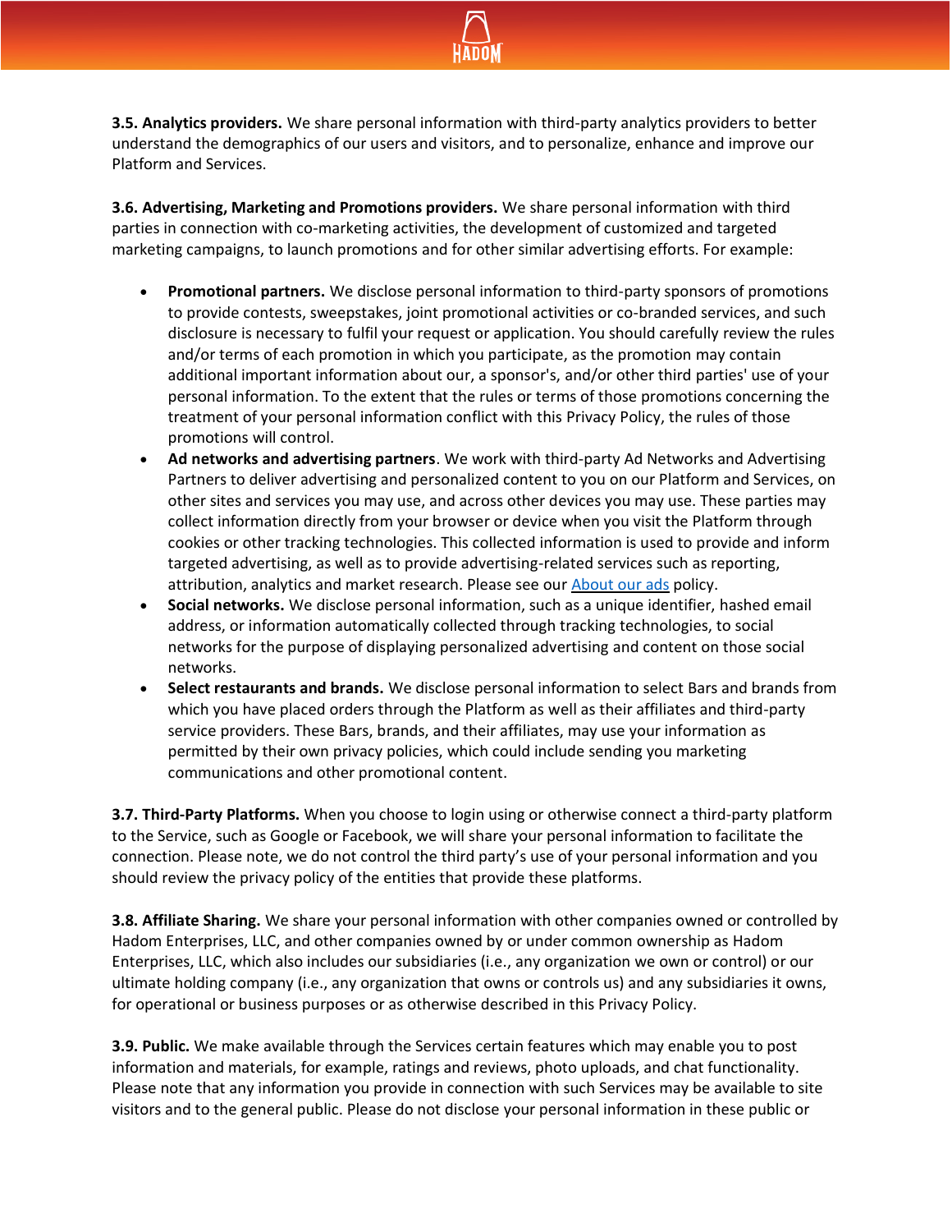**3.5. Analytics providers.** We share personal information with third-party analytics providers to better understand the demographics of our users and visitors, and to personalize, enhance and improve our Platform and Services.

**3.6. Advertising, Marketing and Promotions providers.** We share personal information with third parties in connection with co-marketing activities, the development of customized and targeted marketing campaigns, to launch promotions and for other similar advertising efforts. For example:

- **Promotional partners.** We disclose personal information to third-party sponsors of promotions to provide contests, sweepstakes, joint promotional activities or co-branded services, and such disclosure is necessary to fulfil your request or application. You should carefully review the rules and/or terms of each promotion in which you participate, as the promotion may contain additional important information about our, a sponsor's, and/or other third parties' use of your personal information. To the extent that the rules or terms of those promotions concerning the treatment of your personal information conflict with this Privacy Policy, the rules of those promotions will control.
- **Ad networks and advertising partners**. We work with third-party Ad Networks and Advertising Partners to deliver advertising and personalized content to you on our Platform and Services, on other sites and services you may use, and across other devices you may use. These parties may collect information directly from your browser or device when you visit the Platform through cookies or other tracking technologies. This collected information is used to provide and inform targeted advertising, as well as to provide advertising-related services such as reporting, attribution, analytics and market research. Please see our [About our ads] policy.
- **Social networks.** We disclose personal information, such as a unique identifier, hashed email address, or information automatically collected through tracking technologies, to social networks for the purpose of displaying personalized advertising and content on those social networks.
- **Select restaurants and brands.** We disclose personal information to select Bars and brands from which you have placed orders through the Platform as well as their affiliates and third-party service providers. These Bars, brands, and their affiliates, may use your information as permitted by their own privacy policies, which could include sending you marketing communications and other promotional content.

**3.7. Third-Party Platforms.** When you choose to login using or otherwise connect a third-party platform to the Service, such as Google or Facebook, we will share your personal information to facilitate the connection. Please note, we do not control the third party's use of your personal information and you should review the privacy policy of the entities that provide these platforms.

**3.8. Affiliate Sharing.** We share your personal information with other companies owned or controlled by Hadom Enterprises, LLC, and other companies owned by or under common ownership as Hadom Enterprises, LLC, which also includes our subsidiaries (i.e., any organization we own or control) or our ultimate holding company (i.e., any organization that owns or controls us) and any subsidiaries it owns, for operational or business purposes or as otherwise described in this Privacy Policy.

**3.9. Public.** We make available through the Services certain features which may enable you to post information and materials, for example, ratings and reviews, photo uploads, and chat functionality. Please note that any information you provide in connection with such Services may be available to site visitors and to the general public. Please do not disclose your personal information in these public or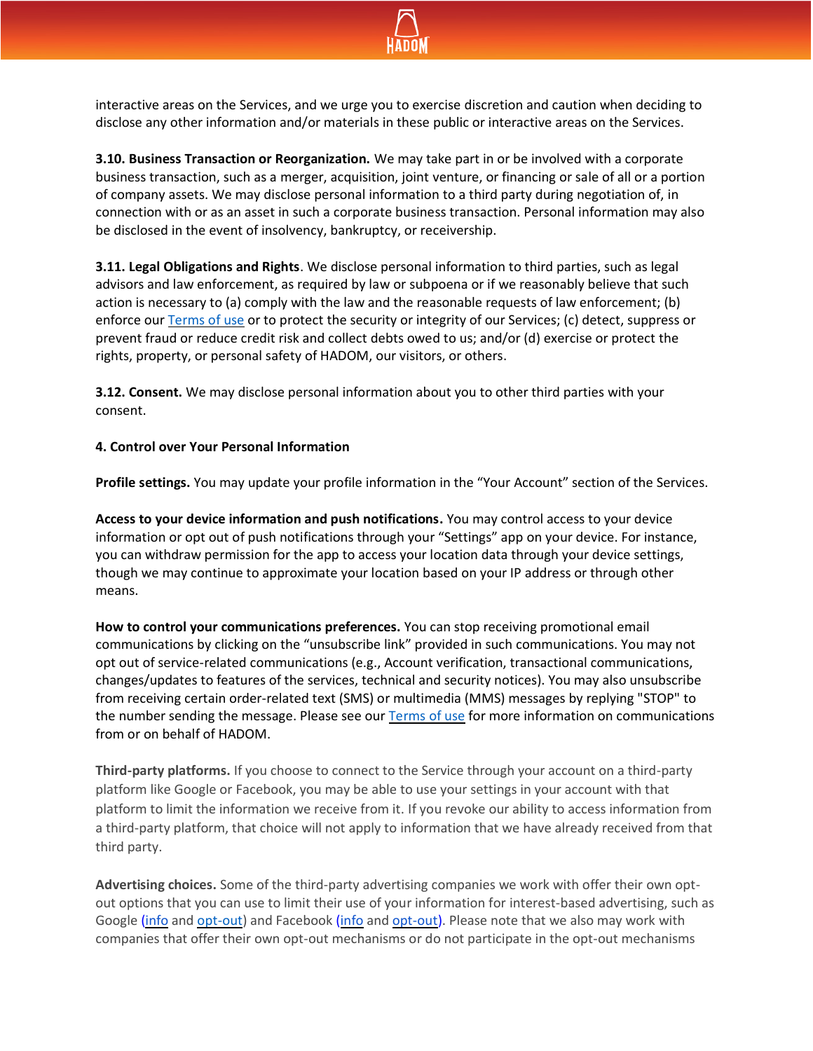interactive areas on the Services, and we urge you to exercise discretion and caution when deciding to disclose any other information and/or materials in these public or interactive areas on the Services.

**3.10. Business Transaction or Reorganization.** We may take part in or be involved with a corporate business transaction, such as a merger, acquisition, joint venture, or financing or sale of all or a portion of company assets. We may disclose personal information to a third party during negotiation of, in connection with or as an asset in such a corporate business transaction. Personal information may also be disclosed in the event of insolvency, bankruptcy, or receivership.

**3.11. Legal Obligations and Rights**. We disclose personal information to third parties, such as legal advisors and law enforcement, as required by law or subpoena or if we reasonably believe that such action is necessary to (a) comply with the law and the reasonable requests of law enforcement; (b) enforce our Terms of use or to protect the security or integrity of our Services; (c) detect, suppress or prevent fraud or reduce credit risk and collect debts owed to us; and/or (d) exercise or protect the rights, property, or personal safety of HADOM, our visitors, or others.

**3.12. Consent.** We may disclose personal information about you to other third parties with your consent.

**4. Control over Your Personal Information**

**Profile settings.** You may update your profile information in the "Your Account" section of the Services.

**Access to your device information and push notifications.** You may control access to your device information or opt out of push notifications through your "Settings" app on your device. For instance, you can withdraw permission for the app to access your location data through your device settings, though we may continue to approximate your location based on your IP address or through other means.

**How to control your communications preferences.** You can stop receiving promotional email communications by clicking on the "unsubscribe link" provided in such communications. You may not opt out of service-related communications (e.g., Account verification, transactional communications, changes/updates to features of the services, technical and security notices). You may also unsubscribe from receiving certain order-related text (SMS) or multimedia (MMS) messages by replying "STOP" to the number sending the message. Please see our Terms of use for more information on communications from or on behalf of HADOM.

**Third-party platforms.** If you choose to connect to the Service through your account on a third-party platform like Google or Facebook, you may be able to use your settings in your account with that platform to limit the information we receive from it. If you revoke our ability to access information from a third-party platform, that choice will not apply to information that we have already received from that third party.

**Advertising choices.** Some of the third-party advertising companies we work with offer their own opt-out options that you can use to limit their use of your information for interest-based advertising, such as Google (info and opt-out) and Facebook (info and opt-out). Please note that we also may work with companies that offer their own opt-out mechanisms or do not participate in the opt-out mechanisms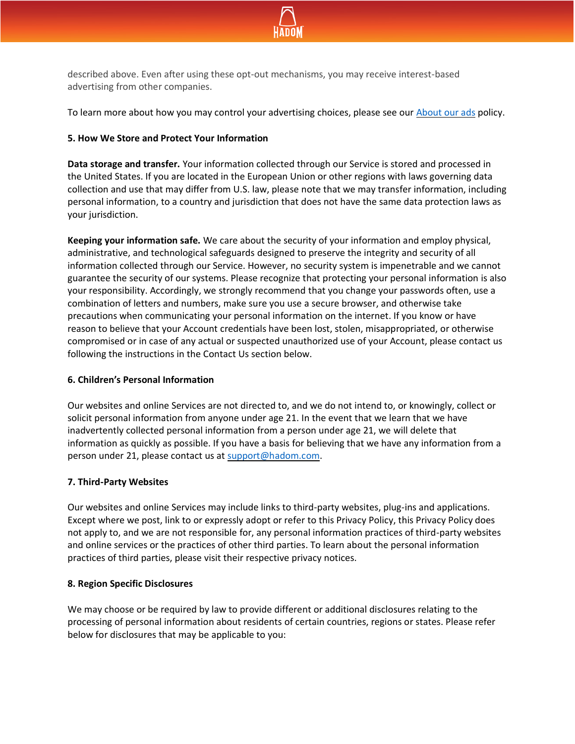described above. Even after using these opt-out mechanisms, you may receive interest-based advertising from other companies.

To learn more about how you may control your advertising choices, please see our About our ads policy.

**5. How We Store and Protect Your Information**

**Data storage and transfer.** Your information collected through our Service is stored and processed in the United States. If you are located in the European Union or other regions with laws governing data collection and use that may differ from U.S. law, please note that we may transfer information, including personal information, to a country and jurisdiction that does not have the same data protection laws as your jurisdiction.

**Keeping your information safe.** We care about the security of your information and employ physical, administrative, and technological safeguards designed to preserve the integrity and security of all information collected through our Service. However, no security system is impenetrable and we cannot guarantee the security of our systems. Please recognize that protecting your personal information is also your responsibility. Accordingly, we strongly recommend that you change your passwords often, use a combination of letters and numbers, make sure you use a secure browser, and otherwise take precautions when communicating your personal information on the internet. If you know or have reason to believe that your Account credentials have been lost, stolen, misappropriated, or otherwise compromised or in case of any actual or suspected unauthorized use of your Account, please contact us following the instructions in the Contact Us section below.

**6. Children's Personal Information**

Our websites and online Services are not directed to, and we do not intend to, or knowingly, collect or solicit personal information from anyone under age 21. In the event that we learn that we have inadvertently collected personal information from a person under age 21, we will delete that information as quickly as possible. If you have a basis for believing that we have any information from a person under 21, please contact us at support@hadom.com.

**7. Third-Party Websites**

Our websites and online Services may include links to third-party websites, plug-ins and applications. Except where we post, link to or expressly adopt or refer to this Privacy Policy, this Privacy Policy does not apply to, and we are not responsible for, any personal information practices of third-party websites and online services or the practices of other third parties. To learn about the personal information practices of third parties, please visit their respective privacy notices.

**8. Region Specific Disclosures**

We may choose or be required by law to provide different or additional disclosures relating to the processing of personal information about residents of certain countries, regions or states. Please refer below for disclosures that may be applicable to you: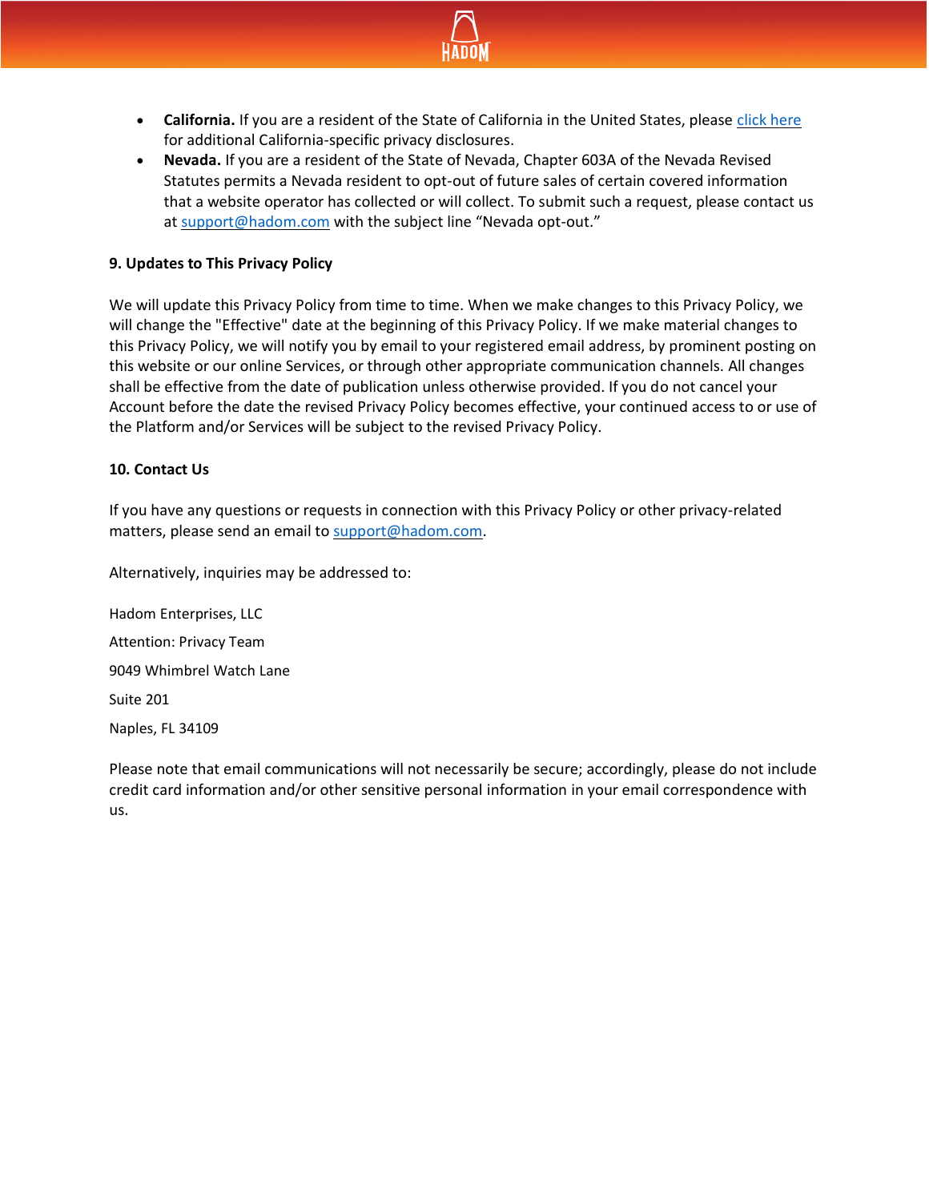- **California.** If you are a resident of the State of California in the United States, please click here for additional California-specific privacy disclosures.
- **Nevada.** If you are a resident of the State of Nevada, Chapter 603A of the Nevada Revised Statutes permits a Nevada resident to opt-out of future sales of certain covered information that a website operator has collected or will collect. To submit such a request, please contact us at support@hadom.com with the subject line "Nevada opt-out."

**9. Updates to This Privacy Policy**

We will update this Privacy Policy from time to time. When we make changes to this Privacy Policy, we will change the "Effective" date at the beginning of this Privacy Policy. If we make material changes to this Privacy Policy, we will notify you by email to your registered email address, by prominent posting on this website or our online Services, or through other appropriate communication channels. All changes shall be effective from the date of publication unless otherwise provided. If you do not cancel your Account before the date the revised Privacy Policy becomes effective, your continued access to or use of the Platform and/or Services will be subject to the revised Privacy Policy.

**10. Contact Us**

If you have any questions or requests in connection with this Privacy Policy or other privacy-related matters, please send an email to support@hadom.com.

Alternatively, inquiries may be addressed to:

Hadom Enterprises, LLC

Attention: Privacy Team

9049 Whimbrel Watch Lane

Suite 201

Naples, FL 34109

Please note that email communications will not necessarily be secure; accordingly, please do not include credit card information and/or other sensitive personal information in your email correspondence with us.